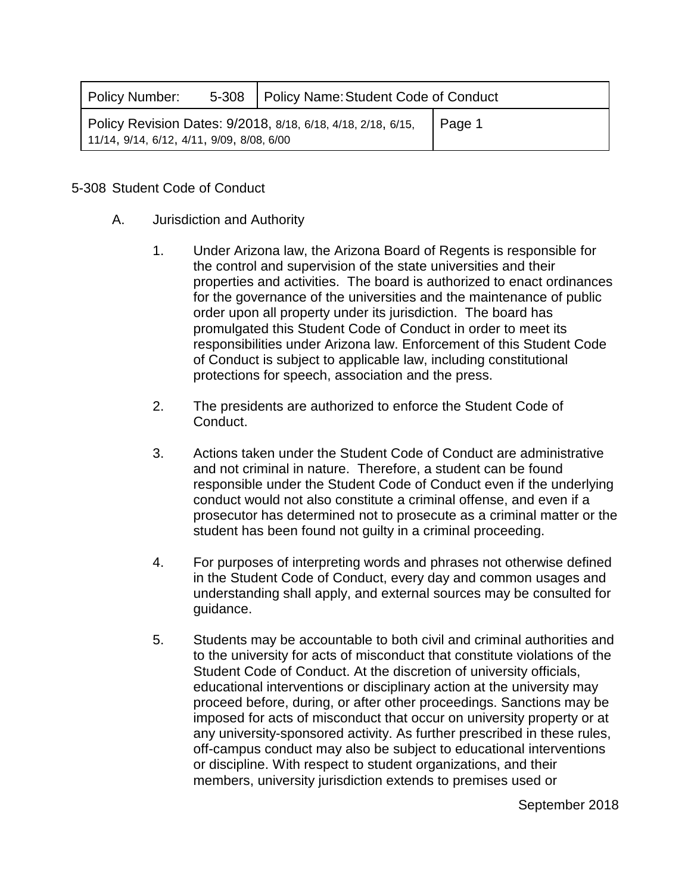| Policy Number: 5-308 | Policy Name: Student Code of Conduct |
|---|---|
| Policy Revision Dates: 9/2018, 8/18, 6/18, 4/18, 2/18, 6/15, 11/14, 9/14, 6/12, 4/11, 9/09, 8/08, 6/00 | Page 1 |

# 5-308 Student Code of Conduct

## A. Jurisdiction and Authority

1. Under Arizona law, the Arizona Board of Regents is responsible for the control and supervision of the state universities and their properties and activities. The board is authorized to enact ordinances for the governance of the universities and the maintenance of public order upon all property under its jurisdiction. The board has promulgated this Student Code of Conduct in order to meet its responsibilities under Arizona law. Enforcement of this Student Code of Conduct is subject to applicable law, including constitutional protections for speech, association and the press.

2. The presidents are authorized to enforce the Student Code of Conduct.

3. Actions taken under the Student Code of Conduct are administrative and not criminal in nature. Therefore, a student can be found responsible under the Student Code of Conduct even if the underlying conduct would not also constitute a criminal offense, and even if a prosecutor has determined not to prosecute as a criminal matter or the student has been found not guilty in a criminal proceeding.

4. For purposes of interpreting words and phrases not otherwise defined in the Student Code of Conduct, every day and common usages and understanding shall apply, and external sources may be consulted for guidance.

5. Students may be accountable to both civil and criminal authorities and to the university for acts of misconduct that constitute violations of the Student Code of Conduct. At the discretion of university officials, educational interventions or disciplinary action at the university may proceed before, during, or after other proceedings. Sanctions may be imposed for acts of misconduct that occur on university property or at any university-sponsored activity. As further prescribed in these rules, off-campus conduct may also be subject to educational interventions or discipline. With respect to student organizations, and their members, university jurisdiction extends to premises used or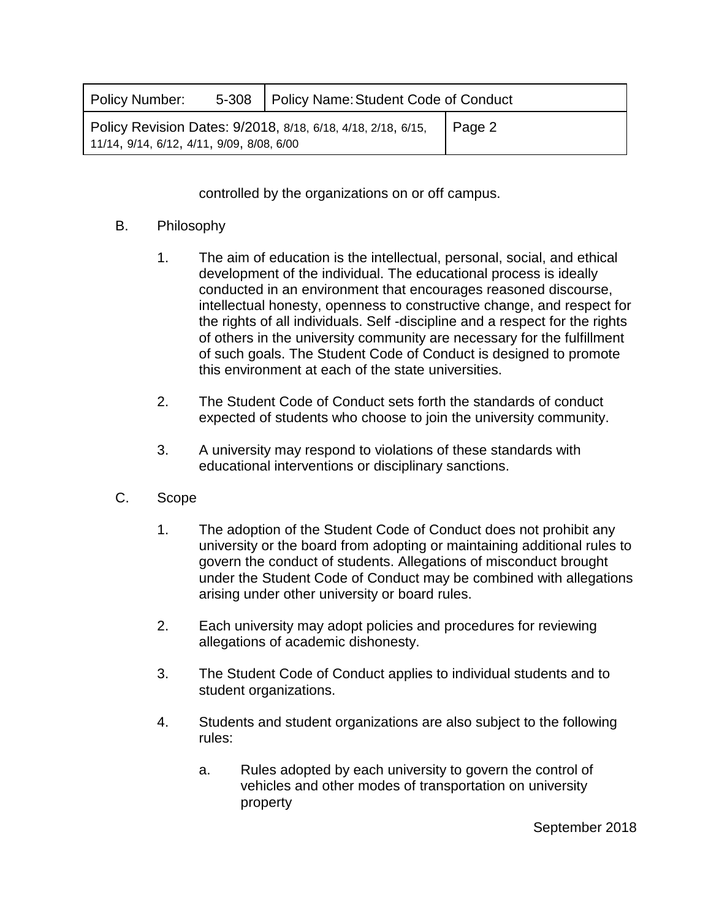controlled by the organizations on or off campus.

B. Philosophy

1. The aim of education is the intellectual, personal, social, and ethical development of the individual. The educational process is ideally conducted in an environment that encourages reasoned discourse, intellectual honesty, openness to constructive change, and respect for the rights of all individuals. Self -discipline and a respect for the rights of others in the university community are necessary for the fulfillment of such goals. The Student Code of Conduct is designed to promote this environment at each of the state universities.

2. The Student Code of Conduct sets forth the standards of conduct expected of students who choose to join the university community.

3. A university may respond to violations of these standards with educational interventions or disciplinary sanctions.

C. Scope

1. The adoption of the Student Code of Conduct does not prohibit any university or the board from adopting or maintaining additional rules to govern the conduct of students. Allegations of misconduct brought under the Student Code of Conduct may be combined with allegations arising under other university or board rules.

2. Each university may adopt policies and procedures for reviewing allegations of academic dishonesty.

3. The Student Code of Conduct applies to individual students and to student organizations.

4. Students and student organizations are also subject to the following rules:

   a. Rules adopted by each university to govern the control of vehicles and other modes of transportation on university property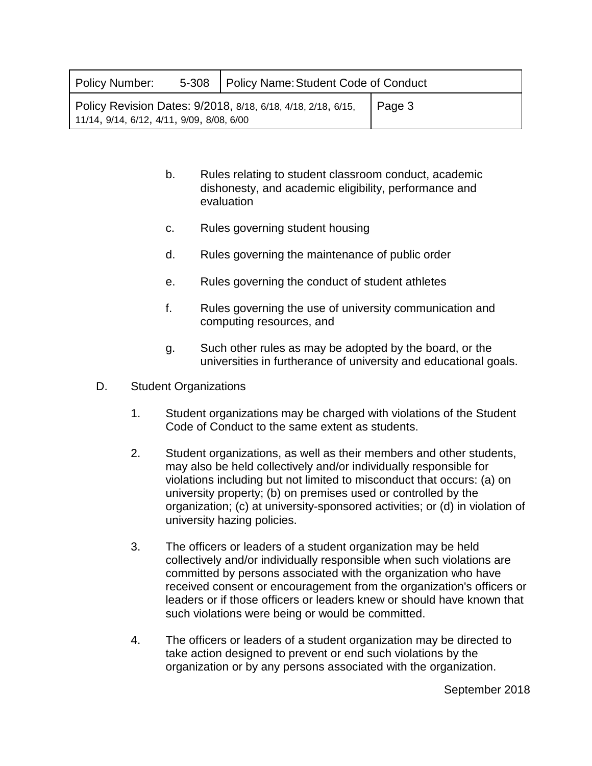b. Rules relating to student classroom conduct, academic dishonesty, and academic eligibility, performance and evaluation

c. Rules governing student housing

d. Rules governing the maintenance of public order

e. Rules governing the conduct of student athletes

f. Rules governing the use of university communication and computing resources, and

g. Such other rules as may be adopted by the board, or the universities in furtherance of university and educational goals.

D. Student Organizations

1. Student organizations may be charged with violations of the Student Code of Conduct to the same extent as students.

2. Student organizations, as well as their members and other students, may also be held collectively and/or individually responsible for violations including but not limited to misconduct that occurs: (a) on university property; (b) on premises used or controlled by the organization; (c) at university-sponsored activities; or (d) in violation of university hazing policies.

3. The officers or leaders of a student organization may be held collectively and/or individually responsible when such violations are committed by persons associated with the organization who have received consent or encouragement from the organization's officers or leaders or if those officers or leaders knew or should have known that such violations were being or would be committed.

4. The officers or leaders of a student organization may be directed to take action designed to prevent or end such violations by the organization or by any persons associated with the organization.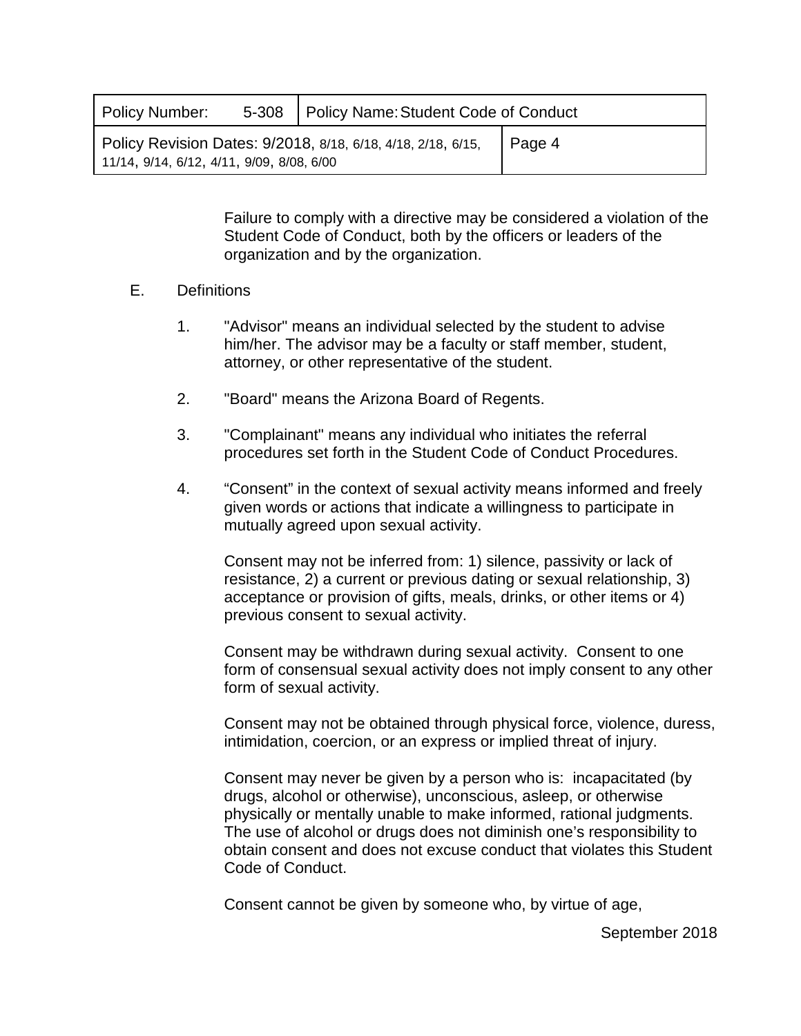Failure to comply with a directive may be considered a violation of the Student Code of Conduct, both by the officers or leaders of the organization and by the organization.

E. Definitions

1. "Advisor" means an individual selected by the student to advise him/her. The advisor may be a faculty or staff member, student, attorney, or other representative of the student.

2. "Board" means the Arizona Board of Regents.

3. "Complainant" means any individual who initiates the referral procedures set forth in the Student Code of Conduct Procedures.

4. “Consent” in the context of sexual activity means informed and freely given words or actions that indicate a willingness to participate in mutually agreed upon sexual activity.

   Consent may not be inferred from: 1) silence, passivity or lack of resistance, 2) a current or previous dating or sexual relationship, 3) acceptance or provision of gifts, meals, drinks, or other items or 4) previous consent to sexual activity.

   Consent may be withdrawn during sexual activity. Consent to one form of consensual sexual activity does not imply consent to any other form of sexual activity.

   Consent may not be obtained through physical force, violence, duress, intimidation, coercion, or an express or implied threat of injury.

   Consent may never be given by a person who is: incapacitated (by drugs, alcohol or otherwise), unconscious, asleep, or otherwise physically or mentally unable to make informed, rational judgments. The use of alcohol or drugs does not diminish one’s responsibility to obtain consent and does not excuse conduct that violates this Student Code of Conduct.

   Consent cannot be given by someone who, by virtue of age,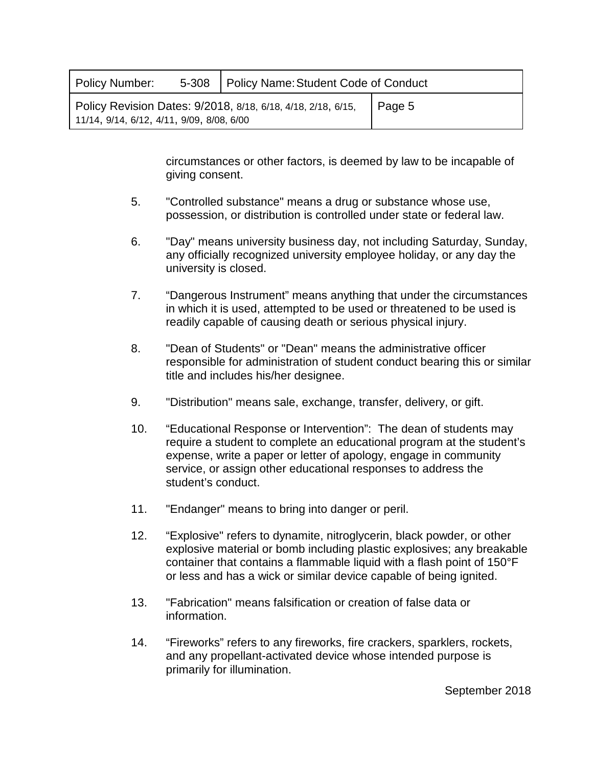circumstances or other factors, is deemed by law to be incapable of giving consent.

5. "Controlled substance" means a drug or substance whose use, possession, or distribution is controlled under state or federal law.

6. "Day" means university business day, not including Saturday, Sunday, any officially recognized university employee holiday, or any day the university is closed.

7. “Dangerous Instrument” means anything that under the circumstances in which it is used, attempted to be used or threatened to be used is readily capable of causing death or serious physical injury.

8. "Dean of Students" or "Dean" means the administrative officer responsible for administration of student conduct bearing this or similar title and includes his/her designee.

9. "Distribution" means sale, exchange, transfer, delivery, or gift.

10. “Educational Response or Intervention”: The dean of students may require a student to complete an educational program at the student’s expense, write a paper or letter of apology, engage in community service, or assign other educational responses to address the student’s conduct.

11. "Endanger" means to bring into danger or peril.

12. “Explosive" refers to dynamite, nitroglycerin, black powder, or other explosive material or bomb including plastic explosives; any breakable container that contains a flammable liquid with a flash point of 150°F or less and has a wick or similar device capable of being ignited.

13. "Fabrication" means falsification or creation of false data or information.

14. “Fireworks” refers to any fireworks, fire crackers, sparklers, rockets, and any propellant-activated device whose intended purpose is primarily for illumination.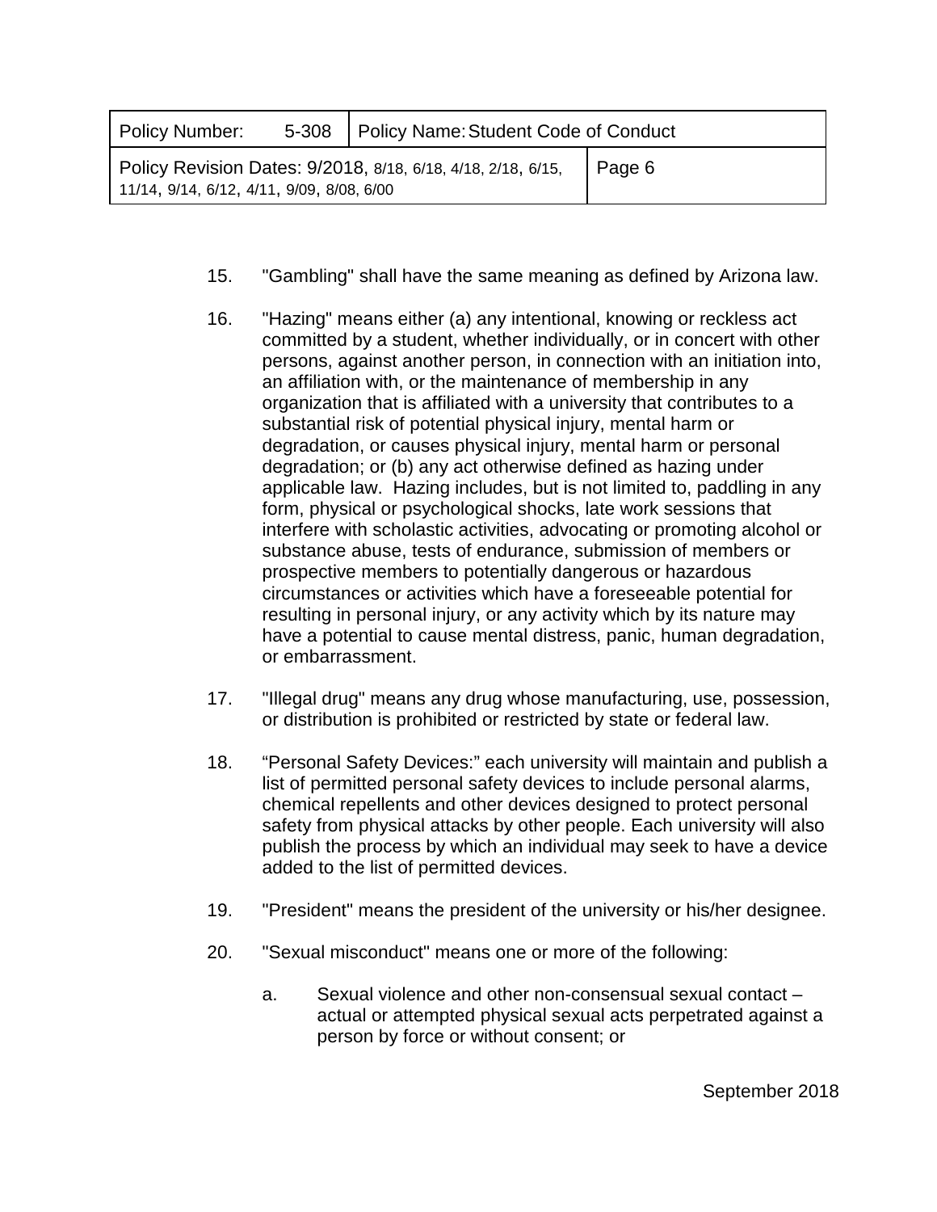15. "Gambling" shall have the same meaning as defined by Arizona law.

16. "Hazing" means either (a) any intentional, knowing or reckless act committed by a student, whether individually, or in concert with other persons, against another person, in connection with an initiation into, an affiliation with, or the maintenance of membership in any organization that is affiliated with a university that contributes to a substantial risk of potential physical injury, mental harm or degradation, or causes physical injury, mental harm or personal degradation; or (b) any act otherwise defined as hazing under applicable law. Hazing includes, but is not limited to, paddling in any form, physical or psychological shocks, late work sessions that interfere with scholastic activities, advocating or promoting alcohol or substance abuse, tests of endurance, submission of members or prospective members to potentially dangerous or hazardous circumstances or activities which have a foreseeable potential for resulting in personal injury, or any activity which by its nature may have a potential to cause mental distress, panic, human degradation, or embarrassment.

17. "Illegal drug" means any drug whose manufacturing, use, possession, or distribution is prohibited or restricted by state or federal law.

18. "Personal Safety Devices:" each university will maintain and publish a list of permitted personal safety devices to include personal alarms, chemical repellents and other devices designed to protect personal safety from physical attacks by other people. Each university will also publish the process by which an individual may seek to have a device added to the list of permitted devices.

19. "President" means the president of the university or his/her designee.

20. "Sexual misconduct" means one or more of the following:

    a. Sexual violence and other non-consensual sexual contact – actual or attempted physical sexual acts perpetrated against a person by force or without consent; or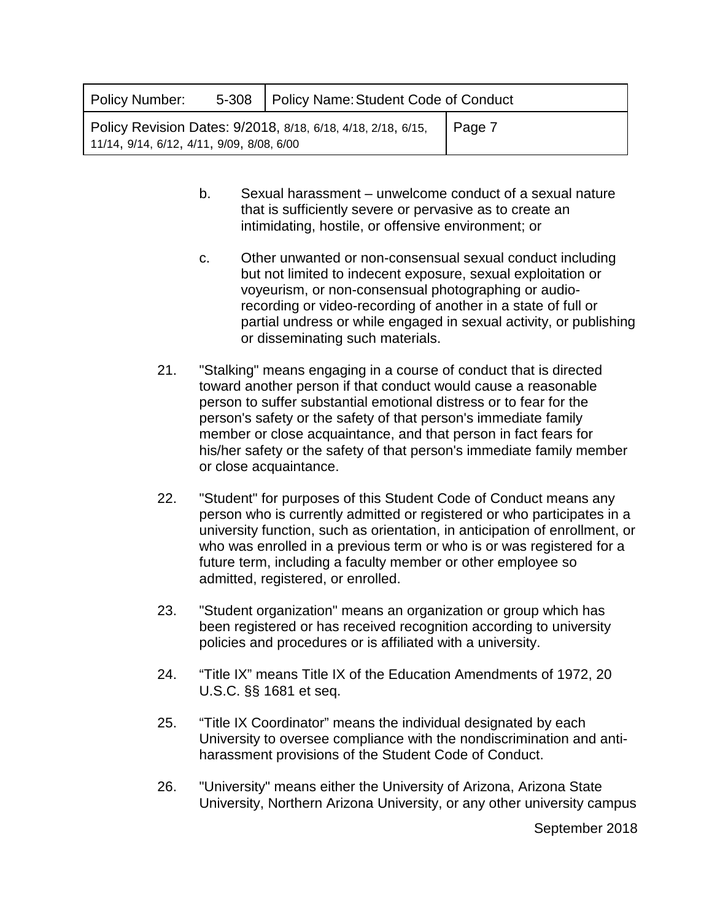b. Sexual harassment – unwelcome conduct of a sexual nature that is sufficiently severe or pervasive as to create an intimidating, hostile, or offensive environment; or

c. Other unwanted or non-consensual sexual conduct including but not limited to indecent exposure, sexual exploitation or voyeurism, or non-consensual photographing or audio-recording or video-recording of another in a state of full or partial undress or while engaged in sexual activity, or publishing or disseminating such materials.

21. "Stalking" means engaging in a course of conduct that is directed toward another person if that conduct would cause a reasonable person to suffer substantial emotional distress or to fear for the person's safety or the safety of that person's immediate family member or close acquaintance, and that person in fact fears for his/her safety or the safety of that person's immediate family member or close acquaintance.

22. "Student" for purposes of this Student Code of Conduct means any person who is currently admitted or registered or who participates in a university function, such as orientation, in anticipation of enrollment, or who was enrolled in a previous term or who is or was registered for a future term, including a faculty member or other employee so admitted, registered, or enrolled.

23. "Student organization" means an organization or group which has been registered or has received recognition according to university policies and procedures or is affiliated with a university.

24. "Title IX" means Title IX of the Education Amendments of 1972, 20 U.S.C. §§ 1681 et seq.

25. "Title IX Coordinator" means the individual designated by each University to oversee compliance with the nondiscrimination and anti-harassment provisions of the Student Code of Conduct.

26. "University" means either the University of Arizona, Arizona State University, Northern Arizona University, or any other university campus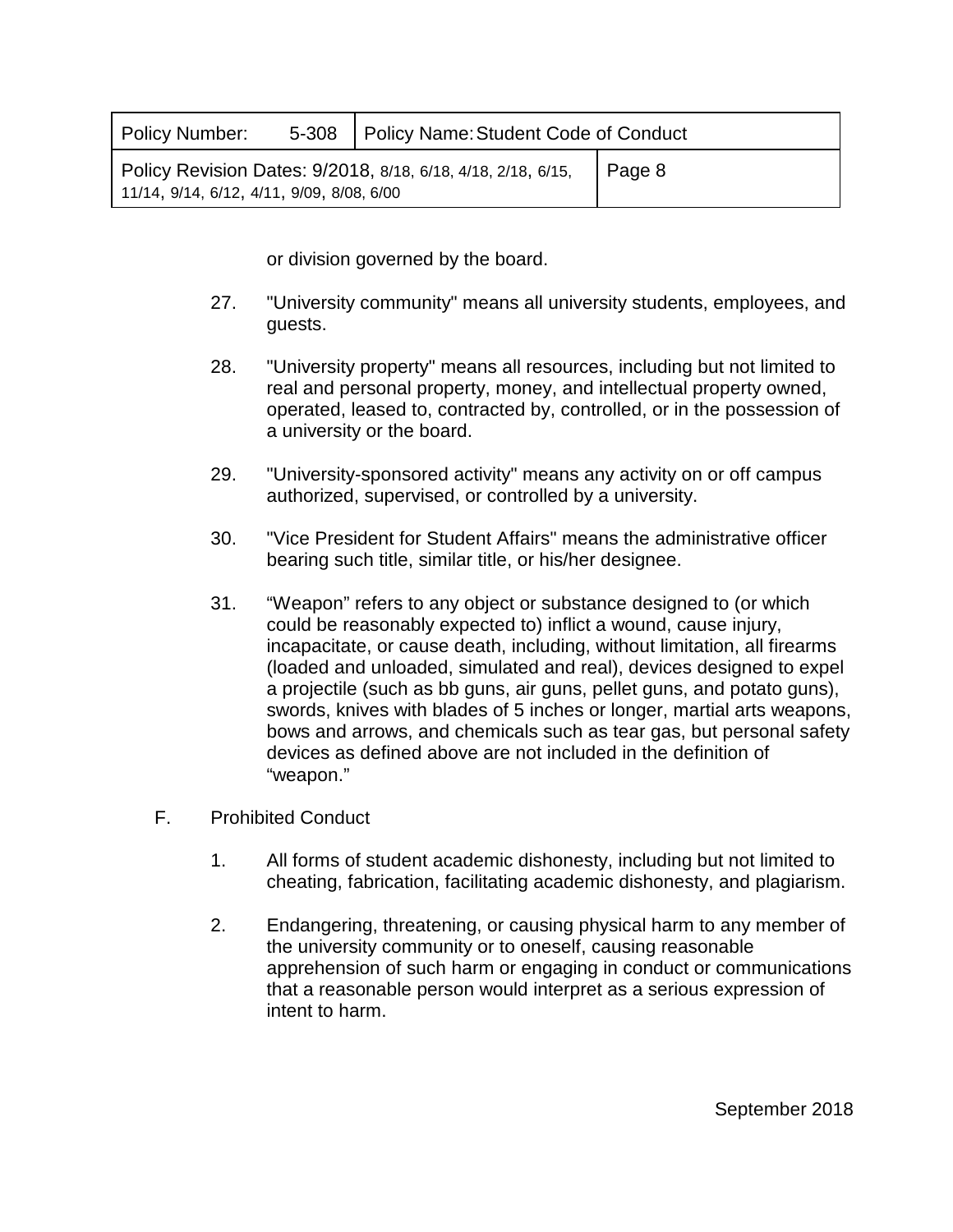or division governed by the board.

27. "University community" means all university students, employees, and guests.

28. "University property" means all resources, including but not limited to real and personal property, money, and intellectual property owned, operated, leased to, contracted by, controlled, or in the possession of a university or the board.

29. "University-sponsored activity" means any activity on or off campus authorized, supervised, or controlled by a university.

30. "Vice President for Student Affairs" means the administrative officer bearing such title, similar title, or his/her designee.

31. "Weapon" refers to any object or substance designed to (or which could be reasonably expected to) inflict a wound, cause injury, incapacitate, or cause death, including, without limitation, all firearms (loaded and unloaded, simulated and real), devices designed to expel a projectile (such as bb guns, air guns, pellet guns, and potato guns), swords, knives with blades of 5 inches or longer, martial arts weapons, bows and arrows, and chemicals such as tear gas, but personal safety devices as defined above are not included in the definition of "weapon."

F. Prohibited Conduct

1. All forms of student academic dishonesty, including but not limited to cheating, fabrication, facilitating academic dishonesty, and plagiarism.

2. Endangering, threatening, or causing physical harm to any member of the university community or to oneself, causing reasonable apprehension of such harm or engaging in conduct or communications that a reasonable person would interpret as a serious expression of intent to harm.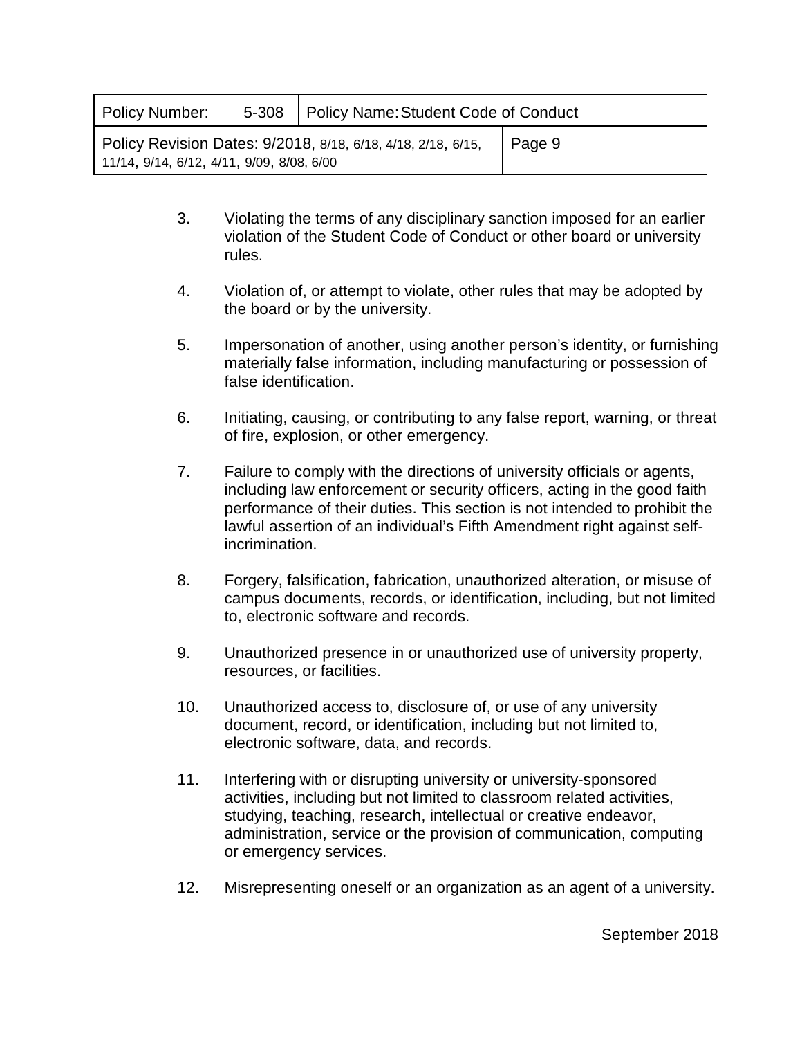3. Violating the terms of any disciplinary sanction imposed for an earlier violation of the Student Code of Conduct or other board or university rules.

4. Violation of, or attempt to violate, other rules that may be adopted by the board or by the university.

5. Impersonation of another, using another person's identity, or furnishing materially false information, including manufacturing or possession of false identification.

6. Initiating, causing, or contributing to any false report, warning, or threat of fire, explosion, or other emergency.

7. Failure to comply with the directions of university officials or agents, including law enforcement or security officers, acting in the good faith performance of their duties. This section is not intended to prohibit the lawful assertion of an individual's Fifth Amendment right against self-incrimination.

8. Forgery, falsification, fabrication, unauthorized alteration, or misuse of campus documents, records, or identification, including, but not limited to, electronic software and records.

9. Unauthorized presence in or unauthorized use of university property, resources, or facilities.

10. Unauthorized access to, disclosure of, or use of any university document, record, or identification, including but not limited to, electronic software, data, and records.

11. Interfering with or disrupting university or university-sponsored activities, including but not limited to classroom related activities, studying, teaching, research, intellectual or creative endeavor, administration, service or the provision of communication, computing or emergency services.

12. Misrepresenting oneself or an organization as an agent of a university.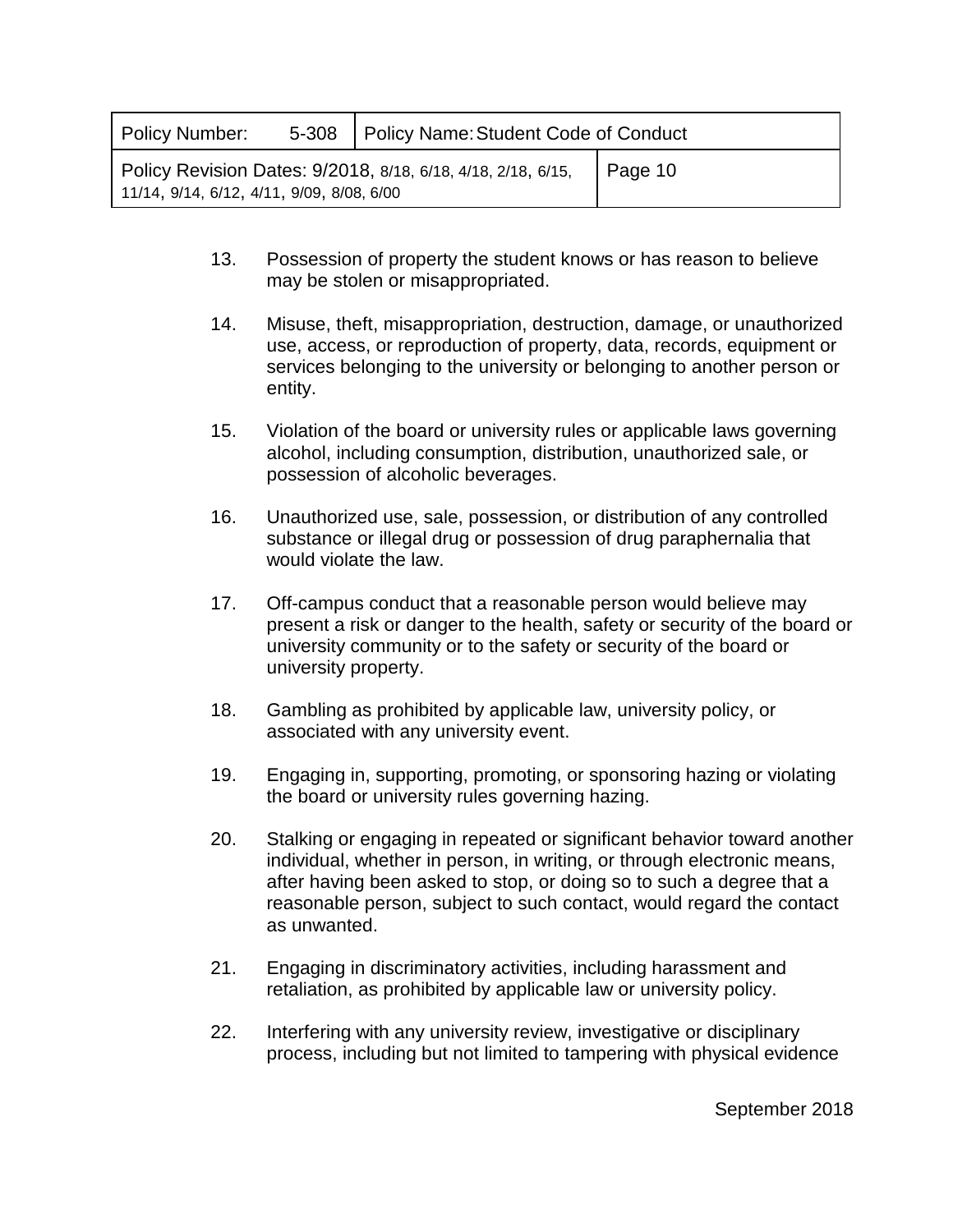13. Possession of property the student knows or has reason to believe may be stolen or misappropriated.

14. Misuse, theft, misappropriation, destruction, damage, or unauthorized use, access, or reproduction of property, data, records, equipment or services belonging to the university or belonging to another person or entity.

15. Violation of the board or university rules or applicable laws governing alcohol, including consumption, distribution, unauthorized sale, or possession of alcoholic beverages.

16. Unauthorized use, sale, possession, or distribution of any controlled substance or illegal drug or possession of drug paraphernalia that would violate the law.

17. Off-campus conduct that a reasonable person would believe may present a risk or danger to the health, safety or security of the board or university community or to the safety or security of the board or university property.

18. Gambling as prohibited by applicable law, university policy, or associated with any university event.

19. Engaging in, supporting, promoting, or sponsoring hazing or violating the board or university rules governing hazing.

20. Stalking or engaging in repeated or significant behavior toward another individual, whether in person, in writing, or through electronic means, after having been asked to stop, or doing so to such a degree that a reasonable person, subject to such contact, would regard the contact as unwanted.

21. Engaging in discriminatory activities, including harassment and retaliation, as prohibited by applicable law or university policy.

22. Interfering with any university review, investigative or disciplinary process, including but not limited to tampering with physical evidence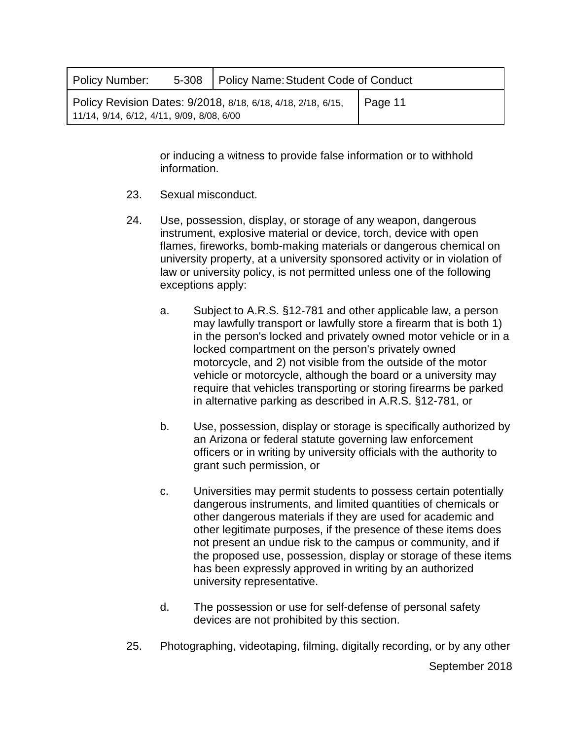or inducing a witness to provide false information or to withhold information.

23. Sexual misconduct.

24. Use, possession, display, or storage of any weapon, dangerous instrument, explosive material or device, torch, device with open flames, fireworks, bomb-making materials or dangerous chemical on university property, at a university sponsored activity or in violation of law or university policy, is not permitted unless one of the following exceptions apply:

    a. Subject to A.R.S. §12-781 and other applicable law, a person may lawfully transport or lawfully store a firearm that is both 1) in the person's locked and privately owned motor vehicle or in a locked compartment on the person's privately owned motorcycle, and 2) not visible from the outside of the motor vehicle or motorcycle, although the board or a university may require that vehicles transporting or storing firearms be parked in alternative parking as described in A.R.S. §12-781, or

    b. Use, possession, display or storage is specifically authorized by an Arizona or federal statute governing law enforcement officers or in writing by university officials with the authority to grant such permission, or

    c. Universities may permit students to possess certain potentially dangerous instruments, and limited quantities of chemicals or other dangerous materials if they are used for academic and other legitimate purposes, if the presence of these items does not present an undue risk to the campus or community, and if the proposed use, possession, display or storage of these items has been expressly approved in writing by an authorized university representative.

    d. The possession or use for self-defense of personal safety devices are not prohibited by this section.

25. Photographing, videotaping, filming, digitally recording, or by any other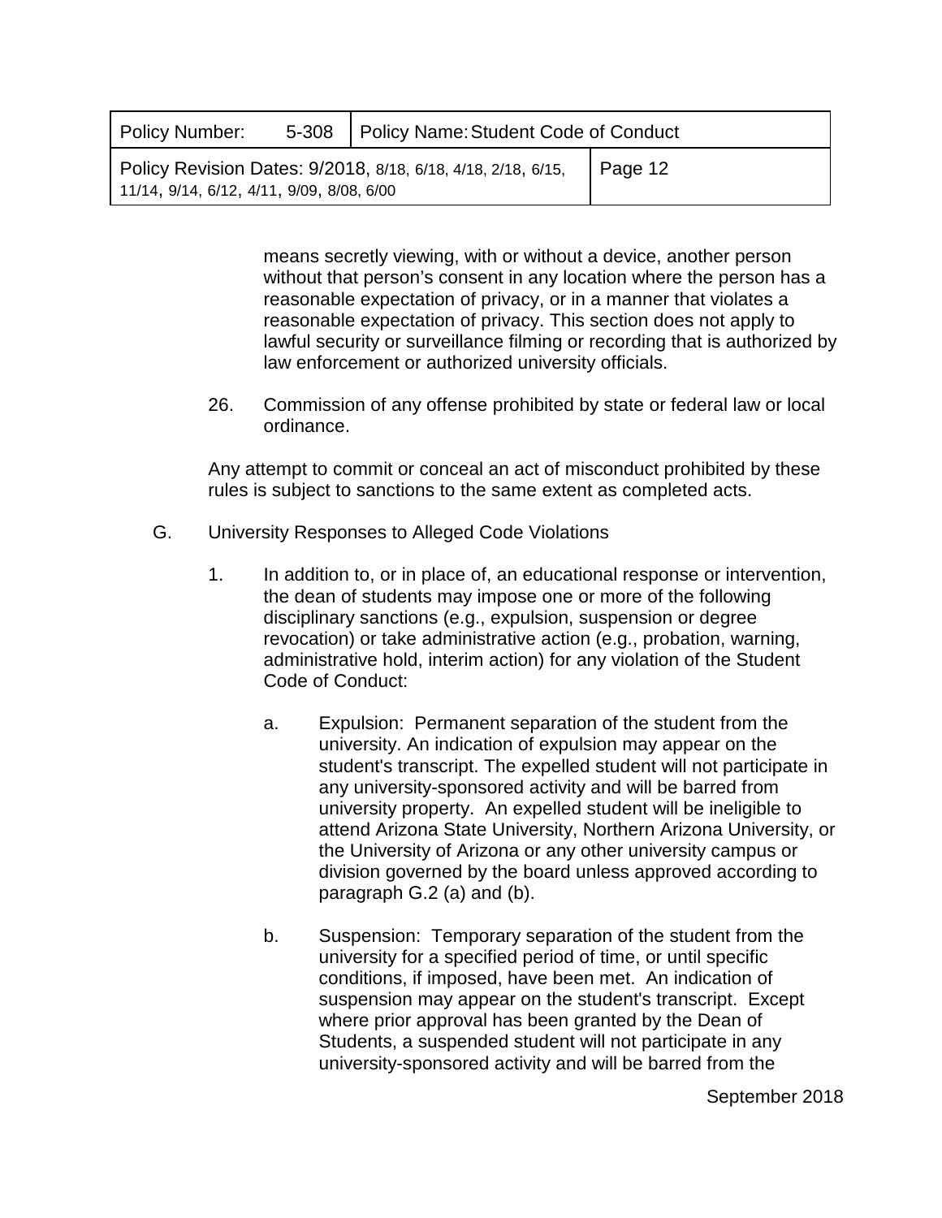means secretly viewing, with or without a device, another person without that person's consent in any location where the person has a reasonable expectation of privacy, or in a manner that violates a reasonable expectation of privacy. This section does not apply to lawful security or surveillance filming or recording that is authorized by law enforcement or authorized university officials.

26. Commission of any offense prohibited by state or federal law or local ordinance.

Any attempt to commit or conceal an act of misconduct prohibited by these rules is subject to sanctions to the same extent as completed acts.

G. University Responses to Alleged Code Violations

1. In addition to, or in place of, an educational response or intervention, the dean of students may impose one or more of the following disciplinary sanctions (e.g., expulsion, suspension or degree revocation) or take administrative action (e.g., probation, warning, administrative hold, interim action) for any violation of the Student Code of Conduct:

   a. Expulsion: Permanent separation of the student from the university. An indication of expulsion may appear on the student's transcript. The expelled student will not participate in any university-sponsored activity and will be barred from university property. An expelled student will be ineligible to attend Arizona State University, Northern Arizona University, or the University of Arizona or any other university campus or division governed by the board unless approved according to paragraph G.2 (a) and (b).

   b. Suspension: Temporary separation of the student from the university for a specified period of time, or until specific conditions, if imposed, have been met. An indication of suspension may appear on the student's transcript. Except where prior approval has been granted by the Dean of Students, a suspended student will not participate in any university-sponsored activity and will be barred from the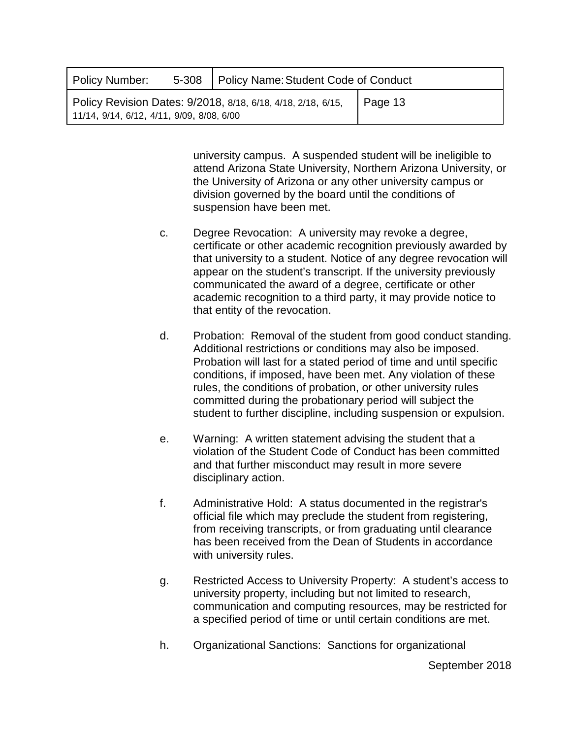university campus. A suspended student will be ineligible to attend Arizona State University, Northern Arizona University, or the University of Arizona or any other university campus or division governed by the board until the conditions of suspension have been met.

c. Degree Revocation: A university may revoke a degree, certificate or other academic recognition previously awarded by that university to a student. Notice of any degree revocation will appear on the student's transcript. If the university previously communicated the award of a degree, certificate or other academic recognition to a third party, it may provide notice to that entity of the revocation.

d. Probation: Removal of the student from good conduct standing. Additional restrictions or conditions may also be imposed. Probation will last for a stated period of time and until specific conditions, if imposed, have been met. Any violation of these rules, the conditions of probation, or other university rules committed during the probationary period will subject the student to further discipline, including suspension or expulsion.

e. Warning: A written statement advising the student that a violation of the Student Code of Conduct has been committed and that further misconduct may result in more severe disciplinary action.

f. Administrative Hold: A status documented in the registrar's official file which may preclude the student from registering, from receiving transcripts, or from graduating until clearance has been received from the Dean of Students in accordance with university rules.

g. Restricted Access to University Property: A student's access to university property, including but not limited to research, communication and computing resources, may be restricted for a specified period of time or until certain conditions are met.

h. Organizational Sanctions: Sanctions for organizational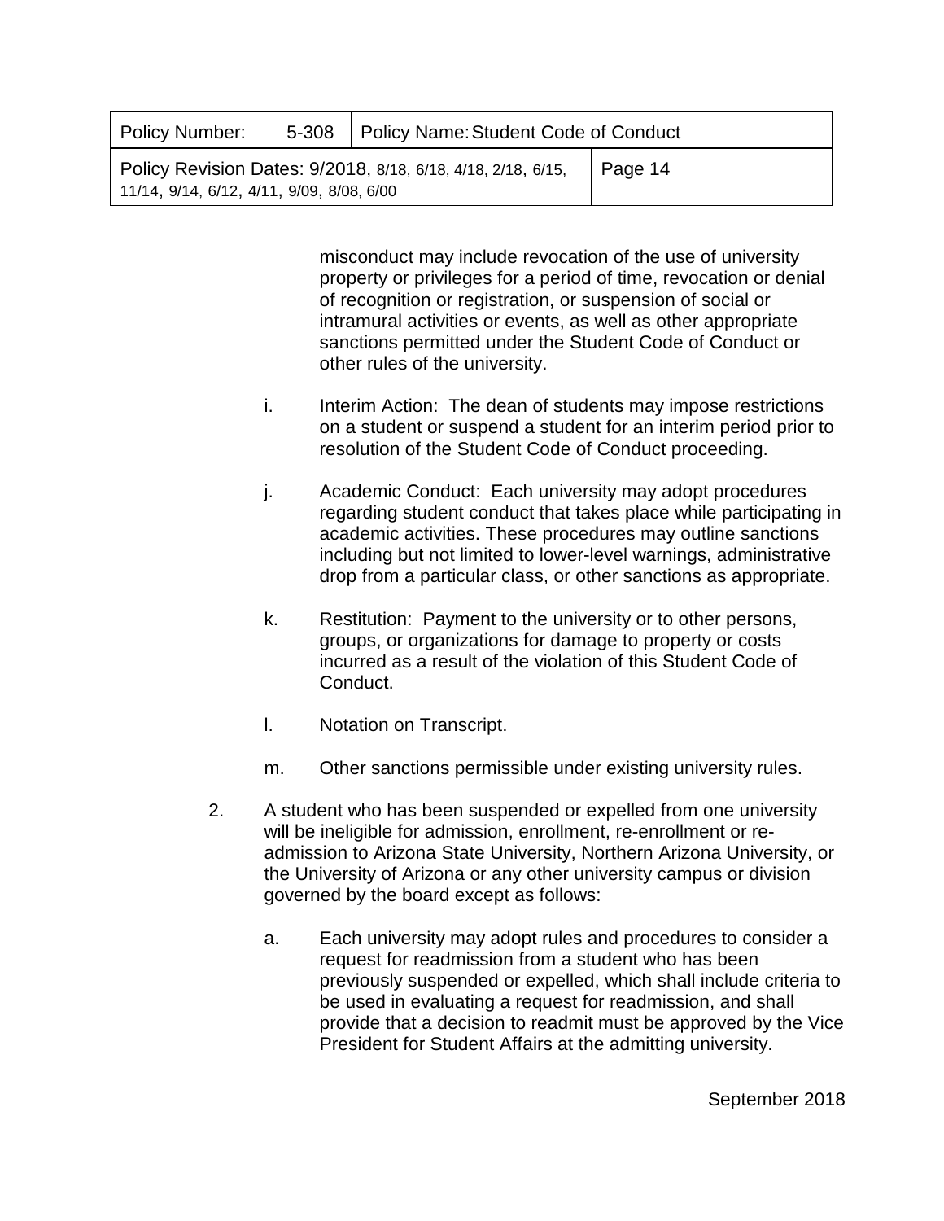misconduct may include revocation of the use of university property or privileges for a period of time, revocation or denial of recognition or registration, or suspension of social or intramural activities or events, as well as other appropriate sanctions permitted under the Student Code of Conduct or other rules of the university.

i. Interim Action: The dean of students may impose restrictions on a student or suspend a student for an interim period prior to resolution of the Student Code of Conduct proceeding.

j. Academic Conduct: Each university may adopt procedures regarding student conduct that takes place while participating in academic activities. These procedures may outline sanctions including but not limited to lower-level warnings, administrative drop from a particular class, or other sanctions as appropriate.

k. Restitution: Payment to the university or to other persons, groups, or organizations for damage to property or costs incurred as a result of the violation of this Student Code of Conduct.

l. Notation on Transcript.

m. Other sanctions permissible under existing university rules.

2. A student who has been suspended or expelled from one university will be ineligible for admission, enrollment, re-enrollment or re-admission to Arizona State University, Northern Arizona University, or the University of Arizona or any other university campus or division governed by the board except as follows:

   a. Each university may adopt rules and procedures to consider a request for readmission from a student who has been previously suspended or expelled, which shall include criteria to be used in evaluating a request for readmission, and shall provide that a decision to readmit must be approved by the Vice President for Student Affairs at the admitting university.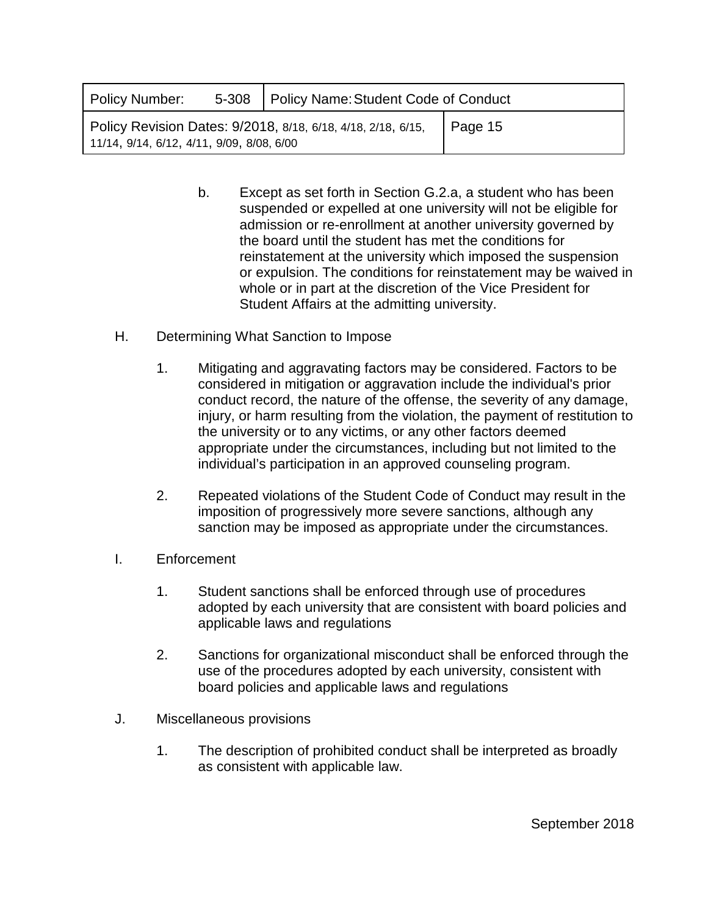b. Except as set forth in Section G.2.a, a student who has been suspended or expelled at one university will not be eligible for admission or re-enrollment at another university governed by the board until the student has met the conditions for reinstatement at the university which imposed the suspension or expulsion. The conditions for reinstatement may be waived in whole or in part at the discretion of the Vice President for Student Affairs at the admitting university.

H. Determining What Sanction to Impose

1. Mitigating and aggravating factors may be considered. Factors to be considered in mitigation or aggravation include the individual's prior conduct record, the nature of the offense, the severity of any damage, injury, or harm resulting from the violation, the payment of restitution to the university or to any victims, or any other factors deemed appropriate under the circumstances, including but not limited to the individual's participation in an approved counseling program.

2. Repeated violations of the Student Code of Conduct may result in the imposition of progressively more severe sanctions, although any sanction may be imposed as appropriate under the circumstances.

I. Enforcement

1. Student sanctions shall be enforced through use of procedures adopted by each university that are consistent with board policies and applicable laws and regulations

2. Sanctions for organizational misconduct shall be enforced through the use of the procedures adopted by each university, consistent with board policies and applicable laws and regulations

J. Miscellaneous provisions

1. The description of prohibited conduct shall be interpreted as broadly as consistent with applicable law.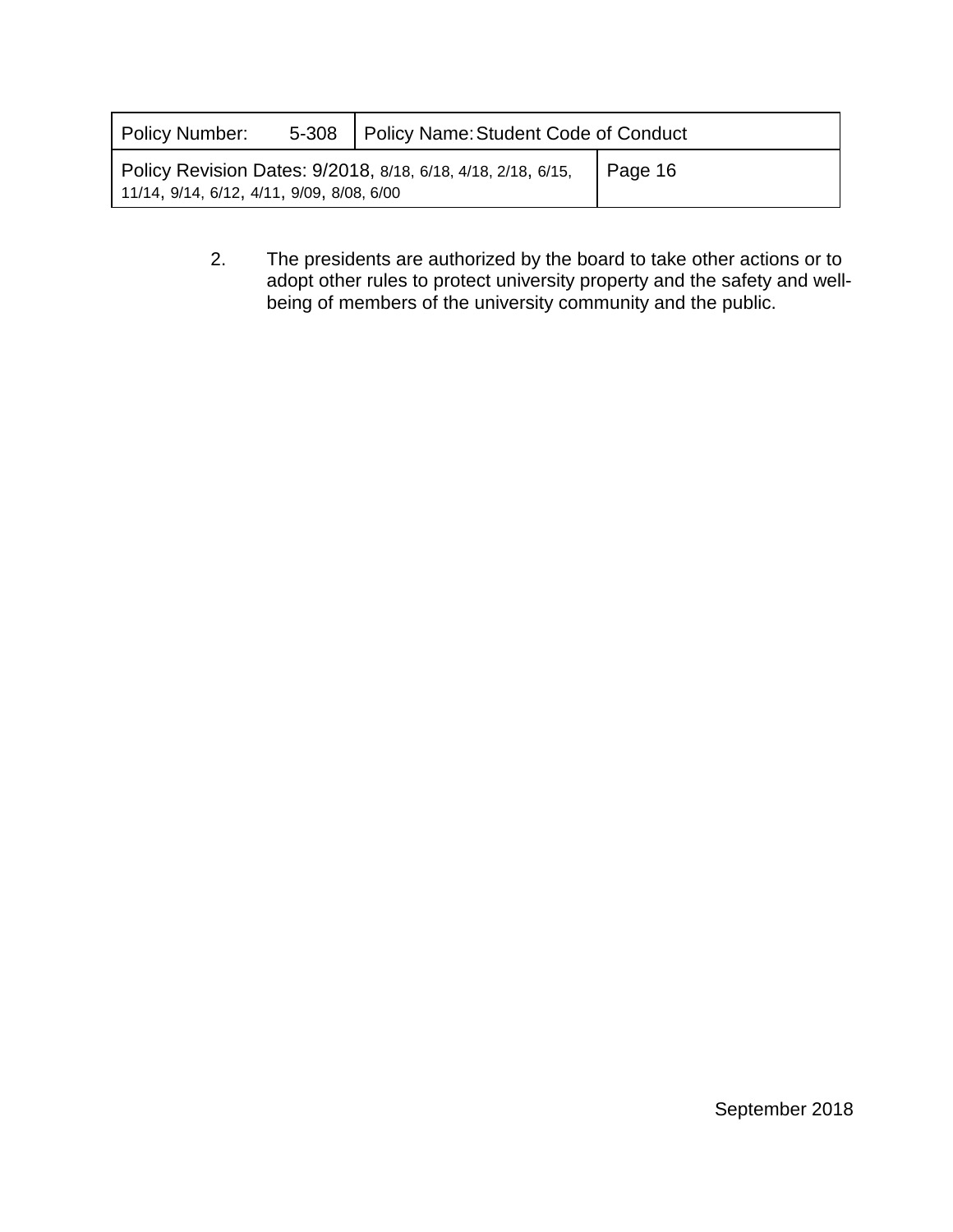2. The presidents are authorized by the board to take other actions or to adopt other rules to protect university property and the safety and well-being of members of the university community and the public.